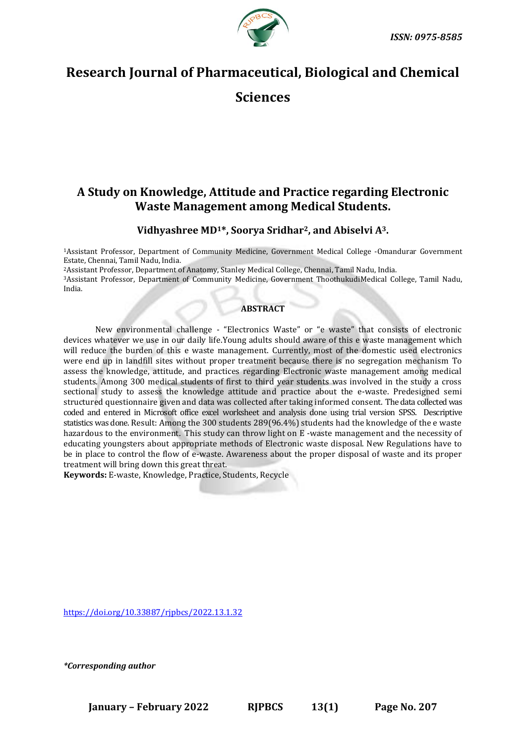ISSN: 0975-8585

# Research Journal of Pharmaceutical, Biological and Chemical Sciences

## A Study on Knowledge, Attitude and Practice regarding Electronic Waste Management among Medical Students.

**Vidhyashree MD[1]*, Soorya Sridhar[2], and Abiselvi A[3].**

[1]Assistant Professor, Department of Community Medicine, Government Medical College -Omandurar Government Estate, Chennai, Tamil Nadu, India.

[2]Assistant Professor, Department of Anatomy, Stanley Medical College, Chennai, Tamil Nadu, India.

[3]Assistant Professor, Department of Community Medicine, Government ThoothukudiMedical College, Tamil Nadu, India.

### ABSTRACT

New environmental challenge - "Electronics Waste" or "e waste" that consists of electronic devices whatever we use in our daily life.Young adults should aware of this e waste management which will reduce the burden of this e waste management. Currently, most of the domestic used electronics were end up in landfill sites without proper treatment because there is no segregation mechanism To assess the knowledge, attitude, and practices regarding Electronic waste management among medical students. Among 300 medical students of first to third year students was involved in the study a cross sectional study to assess the knowledge attitude and practice about the e-waste. Predesigned semi structured questionnaire given and data was collected after taking informed consent. The data collected was coded and entered in Microsoft office excel worksheet and analysis done using trial version SPSS. Descriptive statistics was done. Result: Among the 300 students 289(96.4%) students had the knowledge of the e waste hazardous to the environment. This study can throw light on E -waste management and the necessity of educating youngsters about appropriate methods of Electronic waste disposal. New Regulations have to be in place to control the flow of e-waste. Awareness about the proper disposal of waste and its proper treatment will bring down this great threat.

**Keywords:** E-waste, Knowledge, Practice, Students, Recycle

https://doi.org/10.33887/rjpbcs/2022.13.1.32

*\*Corresponding author*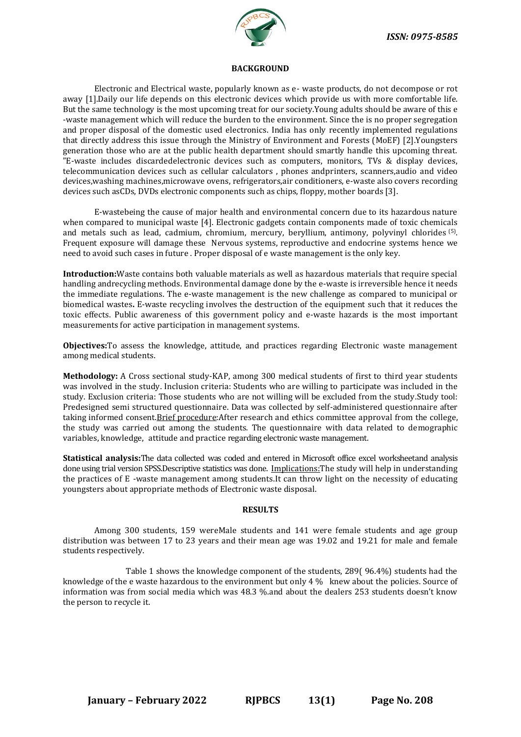**BACKGROUND**

Electronic and Electrical waste, popularly known as e- waste products, do not decompose or rot away [1].Daily our life depends on this electronic devices which provide us with more comfortable life. But the same technology is the most upcoming treat for our society.Young adults should be aware of this e -waste management which will reduce the burden to the environment. Since the is no proper segregation and proper disposal of the domestic used electronics. India has only recently implemented regulations that directly address this issue through the Ministry of Environment and Forests (MoEF) [2].Youngsters generation those who are at the public health department should smartly handle this upcoming threat. "E-waste includes discardedelectronic devices such as computers, monitors, TVs & display devices, telecommunication devices such as cellular calculators , phones andprinters, scanners,audio and video devices,washing machines,microwave ovens, refrigerators,air conditioners, e-waste also covers recording devices such asCDs, DVDs electronic components such as chips, floppy, mother boards [3].

E-wastebeing the cause of major health and environmental concern due to its hazardous nature when compared to municipal waste [4]. Electronic gadgets contain components made of toxic chemicals and metals such as lead, cadmium, chromium, mercury, beryllium, antimony, polyvinyl chlorides [5]. Frequent exposure will damage these Nervous systems, reproductive and endocrine systems hence we need to avoid such cases in future . Proper disposal of e waste management is the only key.

**Introduction:**Waste contains both valuable materials as well as hazardous materials that require special handling andrecycling methods. Environmental damage done by the e-waste is irreversible hence it needs the immediate regulations. The e-waste management is the new challenge as compared to municipal or biomedical wastes**.** E-waste recycling involves the destruction of the equipment such that it reduces the toxic effects. Public awareness of this government policy and e-waste hazards is the most important measurements for active participation in management systems.

**Objectives:**To assess the knowledge, attitude, and practices regarding Electronic waste management among medical students.

**Methodology:** A Cross sectional study-KAP, among 300 medical students of first to third year students was involved in the study. Inclusion criteria: Students who are willing to participate was included in the study. Exclusion criteria: Those students who are not willing will be excluded from the study.Study tool: Predesigned semi structured questionnaire. Data was collected by self-administered questionnaire after taking informed consent.Brief procedure:After research and ethics committee approval from the college, the study was carried out among the students. The questionnaire with data related to demographic variables, knowledge, attitude and practice regarding electronic waste management.

**Statistical analysis:**The data collected was coded and entered in Microsoft office excel worksheetand analysis done using trial version SPSS.Descriptive statistics was done. Implications:The study will help in understanding the practices of E -waste management among students.It can throw light on the necessity of educating youngsters about appropriate methods of Electronic waste disposal.

**RESULTS**

Among 300 students, 159 wereMale students and 141 were female students and age group distribution was between 17 to 23 years and their mean age was 19.02 and 19.21 for male and female students respectively.

Table 1 shows the knowledge component of the students, 289( 96.4%) students had the knowledge of the e waste hazardous to the environment but only 4 % knew about the policies. Source of information was from social media which was 48.3 %.and about the dealers 253 students doesn't know the person to recycle it.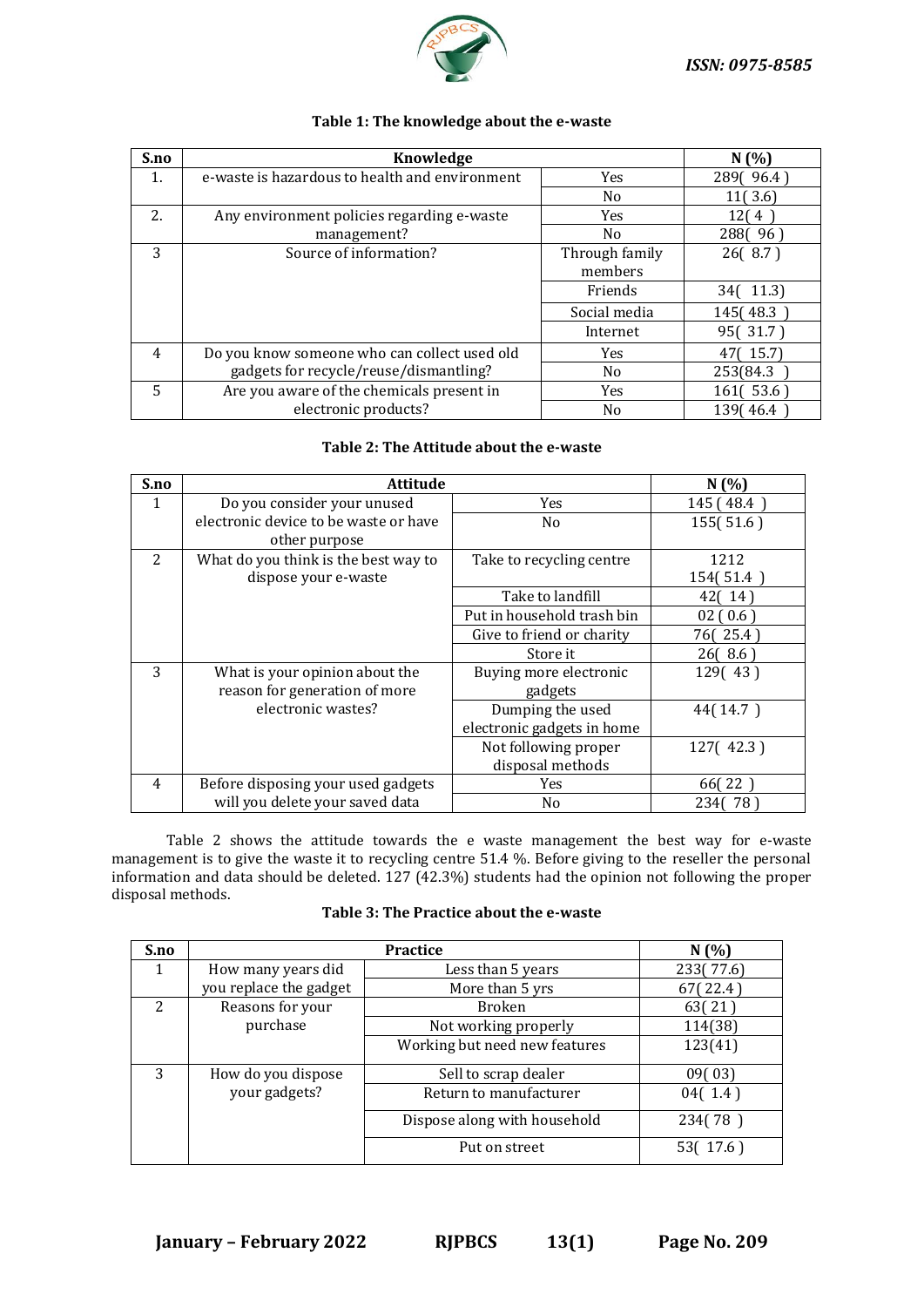**Table 1: The knowledge about the e-waste**

| S.no | Knowledge | | N (%) |
|---|---|---|---|
| 1. | e-waste is hazardous to health and environment | Yes | 289( 96.4 ) |
| | | No | 11( 3.6) |
| 2. | Any environment policies regarding e-waste management? | Yes | 12( 4 ) |
| | | No | 288( 96 ) |
| 3 | Source of information? | Through family members | 26( 8.7 ) |
| | | Friends | 34( 11.3) |
| | | Social media | 145( 48.3 ) |
| | | Internet | 95( 31.7 ) |
| 4 | Do you know someone who can collect used old gadgets for recycle/reuse/dismantling? | Yes | 47( 15.7) |
| | | No | 253(84.3 ) |
| 5 | Are you aware of the chemicals present in electronic products? | Yes | 161( 53.6 ) |
| | | No | 139( 46.4 ) |

**Table 2: The Attitude about the e-waste**

| S.no | Attitude | | N (%) |
|---|---|---|---|
| 1 | Do you consider your unused electronic device to be waste or have other purpose | Yes | 145 ( 48.4 ) |
| | | No | 155( 51.6 ) |
| 2 | What do you think is the best way to dispose your e-waste | Take to recycling centre | 1212 154( 51.4 ) |
| | | Take to landfill | 42( 14 ) |
| | | Put in household trash bin | 02 ( 0.6 ) |
| | | Give to friend or charity | 76( 25.4 ) |
| | | Store it | 26( 8.6 ) |
| 3 | What is your opinion about the reason for generation of more electronic wastes? | Buying more electronic gadgets | 129( 43 ) |
| | | Dumping the used electronic gadgets in home | 44( 14.7 ) |
| | | Not following proper disposal methods | 127( 42.3 ) |
| 4 | Before disposing your used gadgets will you delete your saved data | Yes | 66( 22 ) |
| | | No | 234( 78 ) |

Table 2 shows the attitude towards the e waste management the best way for e-waste management is to give the waste it to recycling centre 51.4 %. Before giving to the reseller the personal information and data should be deleted. 127 (42.3%) students had the opinion not following the proper disposal methods.

**Table 3: The Practice about the e-waste**

| S.no | Practice | | N (%) |
|---|---|---|---|
| 1 | How many years did you replace the gadget | Less than 5 years | 233( 77.6) |
| | | More than 5 yrs | 67( 22.4 ) |
| 2 | Reasons for your purchase | Broken | 63( 21 ) |
| | | Not working properly | 114(38) |
| | | Working but need new features | 123(41) |
| 3 | How do you dispose your gadgets? | Sell to scrap dealer | 09( 03) |
| | | Return to manufacturer | 04( 1.4 ) |
| | | Dispose along with household | 234( 78 ) |
| | | Put on street | 53( 17.6 ) |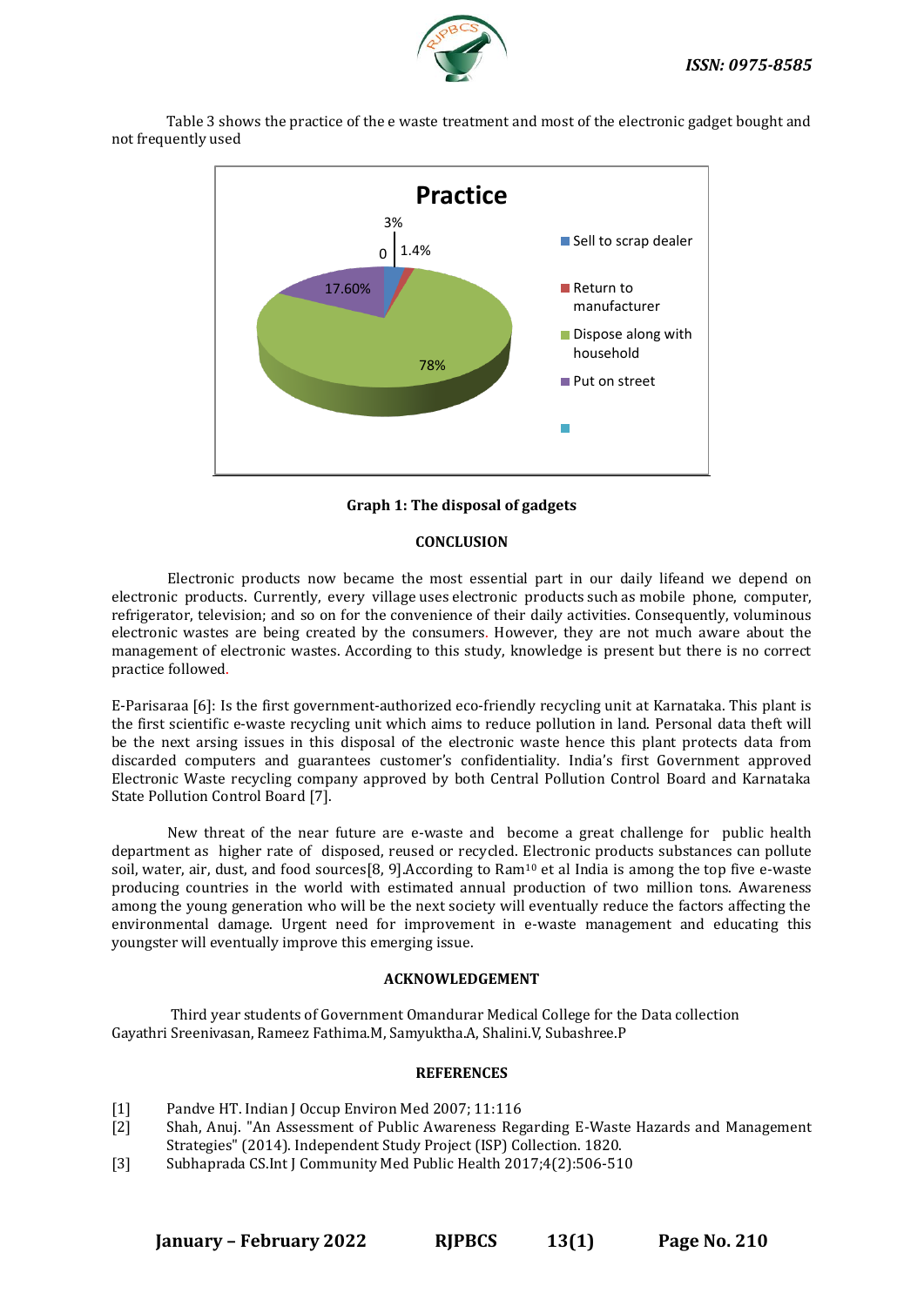Table 3 shows the practice of the e waste treatment and most of the electronic gadget bought and not frequently used

**Graph 1: The disposal of gadgets**

## CONCLUSION

Electronic products now became the most essential part in our daily lifeand we depend on electronic products. Currently, every village uses electronic products such as mobile phone, computer, refrigerator, television; and so on for the convenience of their daily activities. Consequently, voluminous electronic wastes are being created by the consumers. However, they are not much aware about the management of electronic wastes. According to this study, knowledge is present but there is no correct practice followed.

E-Parisaraa [6]: Is the first government-authorized eco-friendly recycling unit at Karnataka. This plant is the first scientific e-waste recycling unit which aims to reduce pollution in land. Personal data theft will be the next arsing issues in this disposal of the electronic waste hence this plant protects data from discarded computers and guarantees customer's confidentiality. India's first Government approved Electronic Waste recycling company approved by both Central Pollution Control Board and Karnataka State Pollution Control Board [7].

New threat of the near future are e-waste and become a great challenge for public health department as higher rate of disposed, reused or recycled. Electronic products substances can pollute soil, water, air, dust, and food sources[8, 9].According to Ram[10] et al India is among the top five e-waste producing countries in the world with estimated annual production of two million tons. Awareness among the young generation who will be the next society will eventually reduce the factors affecting the environmental damage. Urgent need for improvement in e-waste management and educating this youngster will eventually improve this emerging issue.

## ACKNOWLEDGEMENT

Third year students of Government Omandurar Medical College for the Data collection
Gayathri Sreenivasan, Rameez Fathima.M, Samyuktha.A, Shalini.V, Subashree.P

## REFERENCES

[1] Pandve HT. Indian J Occup Environ Med 2007; 11:116
[2] Shah, Anuj. "An Assessment of Public Awareness Regarding E-Waste Hazards and Management Strategies" (2014). Independent Study Project (ISP) Collection. 1820.
[3] Subhaprada CS.Int J Community Med Public Health 2017;4(2):506-510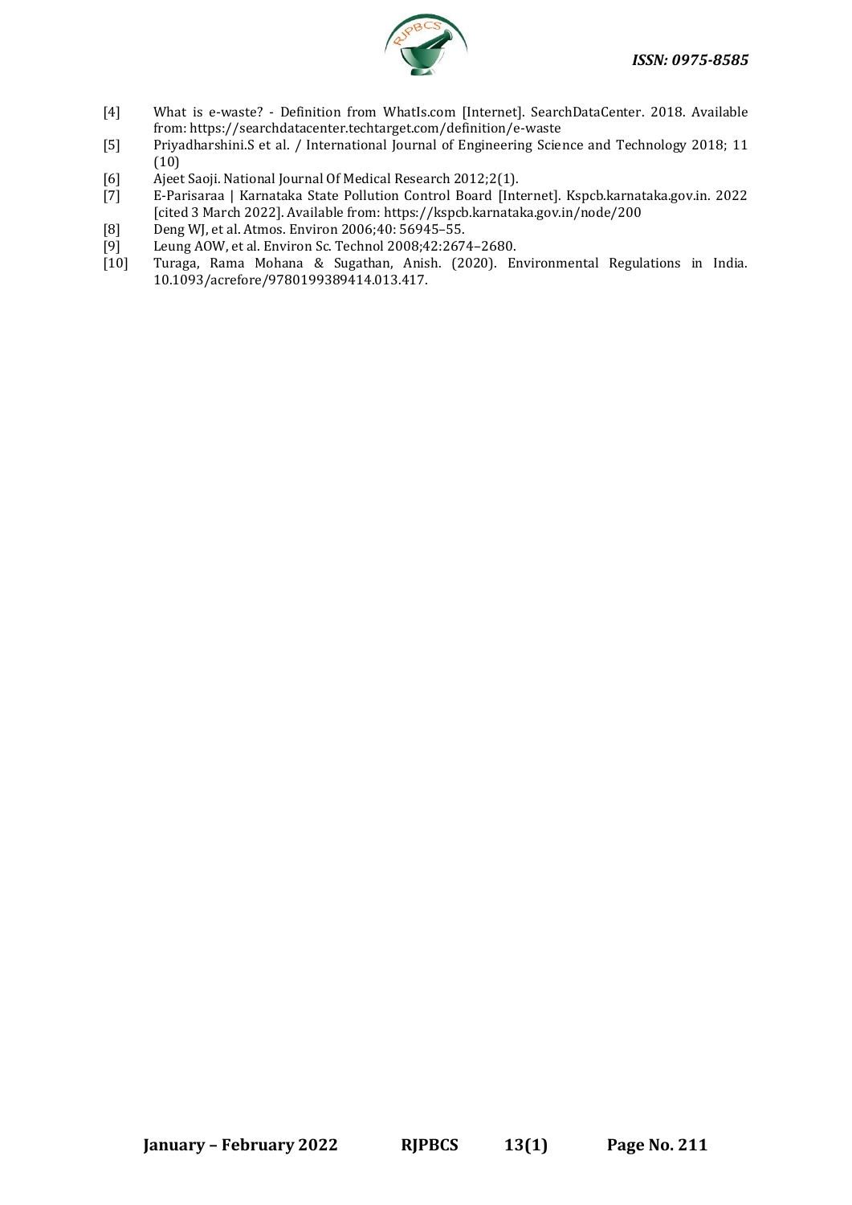[4] What is e-waste? - Definition from WhatIs.com [Internet]. SearchDataCenter. 2018. Available from: https://searchdatacenter.techtarget.com/definition/e-waste

[5] Priyadharshini.S et al. / International Journal of Engineering Science and Technology 2018; 11 (10)

[6] Ajeet Saoji. National Journal Of Medical Research 2012;2(1).

[7] E-Parisaraa | Karnataka State Pollution Control Board [Internet]. Kspcb.karnataka.gov.in. 2022 [cited 3 March 2022]. Available from: https://kspcb.karnataka.gov.in/node/200

[8] Deng WJ, et al. Atmos. Environ 2006;40: 56945–55.

[9] Leung AOW, et al. Environ Sc. Technol 2008;42:2674–2680.

[10] Turaga, Rama Mohana & Sugathan, Anish. (2020). Environmental Regulations in India. 10.1093/acrefore/9780199389414.013.417.